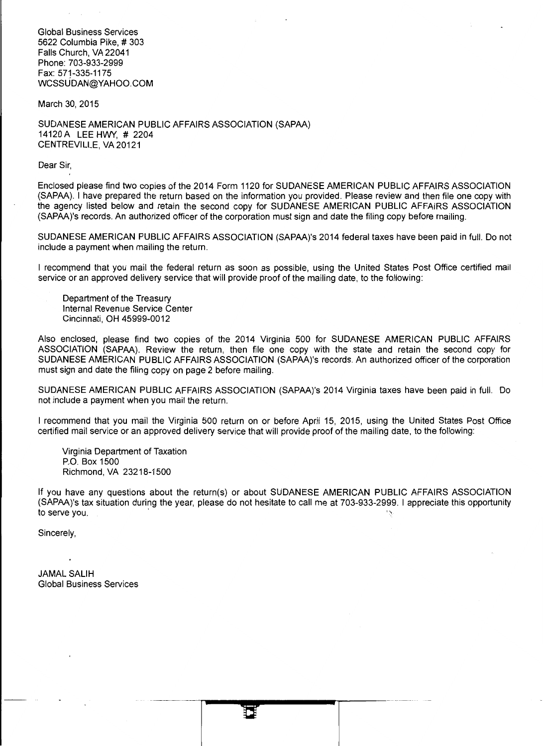Global Business Services
5622 Columbia Pike, # 303
Falls Church, VA 22041
Phone: 703-933-2999
Fax: 571-335-1175
WCSSUDAN@YAHOO.COM

March 30, 2015

SUDANESE AMERICAN PUBLIC AFFAIRS ASSOCIATION (SAPAA)
14120 A LEE HWY, # 2204
CENTREVILLE, VA 20121

Dear Sir,

Enclosed please find two copies of the 2014 Form 1120 for SUDANESE AMERICAN PUBLIC AFFAIRS ASSOCIATION (SAPAA). I have prepared the return based on the information you provided. Please review and then file one copy with the agency listed below and retain the second copy for SUDANESE AMERICAN PUBLIC AFFAIRS ASSOCIATION (SAPAA)'s records. An authorized officer of the corporation must sign and date the filing copy before mailing.

SUDANESE AMERICAN PUBLIC AFFAIRS ASSOCIATION (SAPAA)'s 2014 federal taxes have been paid in full. Do not include a payment when mailing the return.

I recommend that you mail the federal return as soon as possible, using the United States Post Office certified mail service or an approved delivery service that will provide proof of the mailing date, to the following:

Department of the Treasury
Internal Revenue Service Center
Cincinnati, OH 45999-0012

Also enclosed, please find two copies of the 2014 Virginia 500 for SUDANESE AMERICAN PUBLIC AFFAIRS ASSOCIATION (SAPAA). Review the return, then file one copy with the state and retain the second copy for SUDANESE AMERICAN PUBLIC AFFAIRS ASSOCIATION (SAPAA)'s records. An authorized officer of the corporation must sign and date the filing copy on page 2 before mailing.

SUDANESE AMERICAN PUBLIC AFFAIRS ASSOCIATION (SAPAA)'s 2014 Virginia taxes have been paid in full. Do not include a payment when you mail the return.

I recommend that you mail the Virginia 500 return on or before April 15, 2015, using the United States Post Office certified mail service or an approved delivery service that will provide proof of the mailing date, to the following:

Virginia Department of Taxation
P.O. Box 1500
Richmond, VA 23218-1500

If you have any questions about the return(s) or about SUDANESE AMERICAN PUBLIC AFFAIRS ASSOCIATION (SAPAA)'s tax situation during the year, please do not hesitate to call me at 703-933-2999. I appreciate this opportunity to serve you.

Sincerely,

JAMAL SALIH
Global Business Services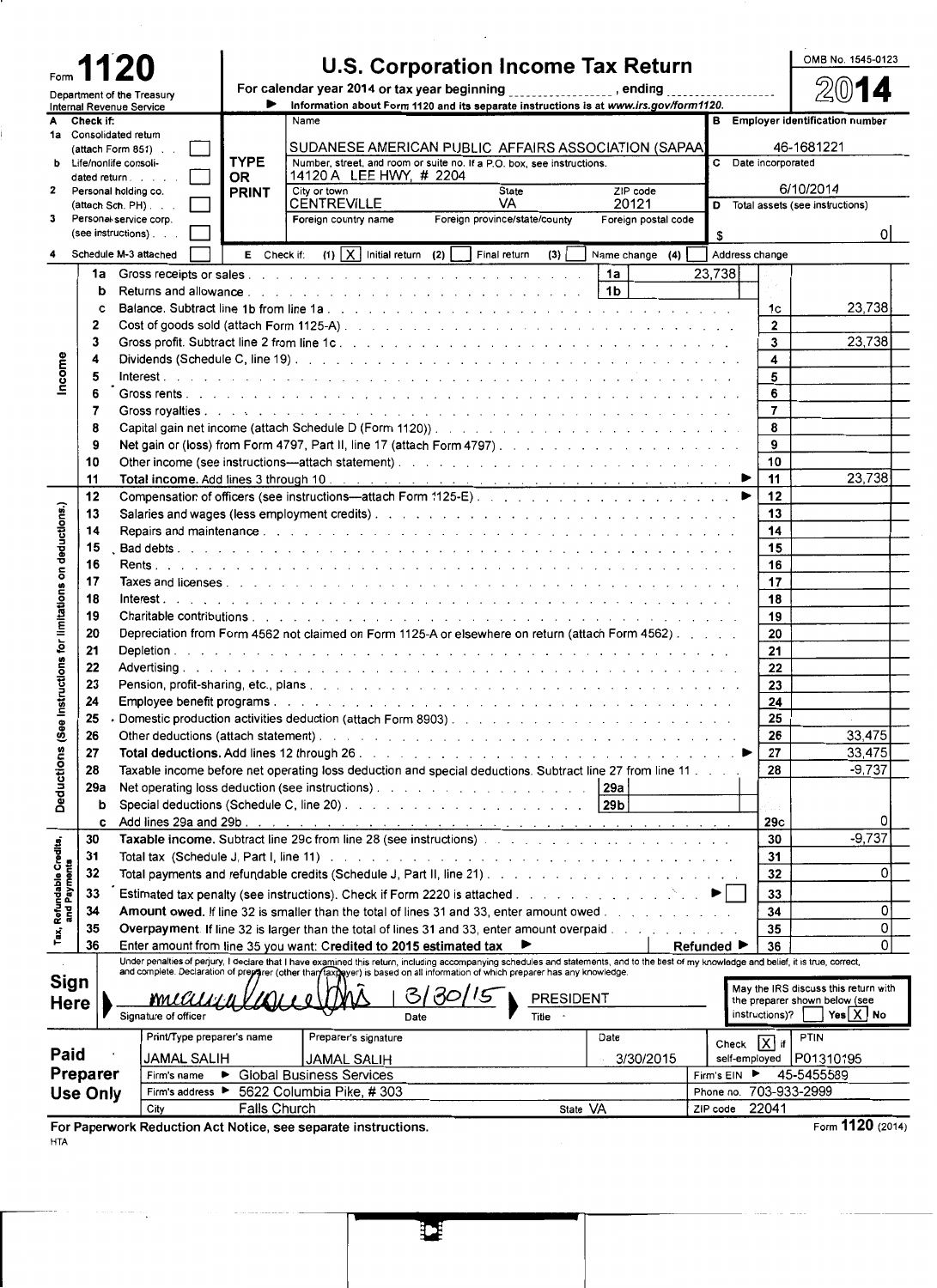Form **1120**

Department of the Treasury
Internal Revenue Service

# U.S. Corporation Income Tax Return

For calendar year 2014 or tax year beginning _______________, ending _______________

▶ Information about Form 1120 and its separate instructions is at www.irs.gov/form1120.

OMB No. 1545-0123

**2014**

| A Check if: | | Name | B Employer identification number |
|---|---|---|---|
| 1a Consolidated return (attach Form 851) | ☐ | SUDANESE AMERICAN PUBLIC AFFAIRS ASSOCIATION (SAPAA | 46-1681221 |
| b Life/nonlife consolidated return | ☐ | Number, street, and room or suite no. If a P.O. box, see instructions. 14120 A LEE HWY, # 2204 | C Date incorporated |
| 2 Personal holding co. (attach Sch. PH) | ☐ | City or town: CENTREVILLE State: VA ZIP code: 20121 | 6/10/2014 |
| 3 Personal service corp. (see instructions) | ☐ | Foreign country name / Foreign province/state/county / Foreign postal code | D Total assets (see instructions) $ 0 |
| 4 Schedule M-3 attached | ☐ | E Check if: (1) [X] Initial return (2) ☐ Final return (3) ☐ Name change (4) ☐ Address change | |

## Income

| Line | Description | | Amount |
|---|---|---|---|
| 1a | Gross receipts or sales | 1a | 23,738 |
| b | Returns and allowances | 1b | |
| c | Balance. Subtract line 1b from line 1a | 1c | 23,738 |
| 2 | Cost of goods sold (attach Form 1125-A) | 2 | |
| 3 | Gross profit. Subtract line 2 from line 1c | 3 | 23,738 |
| 4 | Dividends (Schedule C, line 19) | 4 | |
| 5 | Interest | 5 | |
| 6 | Gross rents | 6 | |
| 7 | Gross royalties | 7 | |
| 8 | Capital gain net income (attach Schedule D (Form 1120)) | 8 | |
| 9 | Net gain or (loss) from Form 4797, Part II, line 17 (attach Form 4797) | 9 | |
| 10 | Other income (see instructions—attach statement) | 10 | |
| 11 | **Total income.** Add lines 3 through 10 ▶ | 11 | 23,738 |

## Deductions (See instructions for limitations on deductions.)

| Line | Description | | Amount |
|---|---|---|---|
| 12 | Compensation of officers (see instructions—attach Form 1125-E) ▶ | 12 | |
| 13 | Salaries and wages (less employment credits) | 13 | |
| 14 | Repairs and maintenance | 14 | |
| 15 | Bad debts | 15 | |
| 16 | Rents | 16 | |
| 17 | Taxes and licenses | 17 | |
| 18 | Interest | 18 | |
| 19 | Charitable contributions | 19 | |
| 20 | Depreciation from Form 4562 not claimed on Form 1125-A or elsewhere on return (attach Form 4562) | 20 | |
| 21 | Depletion | 21 | |
| 22 | Advertising | 22 | |
| 23 | Pension, profit-sharing, etc., plans | 23 | |
| 24 | Employee benefit programs | 24 | |
| 25 | Domestic production activities deduction (attach Form 8903) | 25 | |
| 26 | Other deductions (attach statement) | 26 | 33,475 |
| 27 | **Total deductions.** Add lines 12 through 26 ▶ | 27 | 33,475 |
| 28 | Taxable income before net operating loss deduction and special deductions. Subtract line 27 from line 11 | 28 | -9,737 |
| 29a | Net operating loss deduction (see instructions) | 29a | |
| b | Special deductions (Schedule C, line 20) | 29b | |
| c | Add lines 29a and 29b | 29c | 0 |

## Tax, Refundable Credits, and Payments

| Line | Description | | Amount |
|---|---|---|---|
| 30 | **Taxable income.** Subtract line 29c from line 28 (see instructions) | 30 | -9,737 |
| 31 | Total tax (Schedule J, Part I, line 11) | 31 | |
| 32 | Total payments and refundable credits (Schedule J, Part II, line 21) | 32 | 0 |
| 33 | Estimated tax penalty (see instructions). Check if Form 2220 is attached ▶ ☐ | 33 | |
| 34 | **Amount owed.** If line 32 is smaller than the total of lines 31 and 33, enter amount owed | 34 | 0 |
| 35 | **Overpayment.** If line 32 is larger than the total of lines 31 and 33, enter amount overpaid | 35 | 0 |
| 36 | Enter amount from line 35 you want: **Credited to 2015 estimated tax** ▶ Refunded ▶ | 36 | 0 |

**Sign Here**

Under penalties of perjury, I declare that I have examined this return, including accompanying schedules and statements, and to the best of my knowledge and belief, it is true, correct, and complete. Declaration of preparer (other than taxpayer) is based on all information of which preparer has any knowledge.

Signature of officer: [signature] Date: 3/30/15 Title: PRESIDENT

May the IRS discuss this return with the preparer shown below (see instructions)? ☐ Yes [X] No

**Paid Preparer Use Only**

| Print/Type preparer's name | Preparer's signature | Date | Check [X] if self-employed | PTIN |
|---|---|---|---|---|
| JAMAL SALIH | JAMAL SALIH | 3/30/2015 | | P01310195 |

Firm's name ▶ Global Business Services — Firm's EIN ▶ 45-5455589

Firm's address ▶ 5622 Columbia Pike, # 303 — Phone no. 703-933-2999

City: Falls Church State: VA ZIP code: 22041

**For Paperwork Reduction Act Notice, see separate instructions.** Form **1120** (2014)

HTA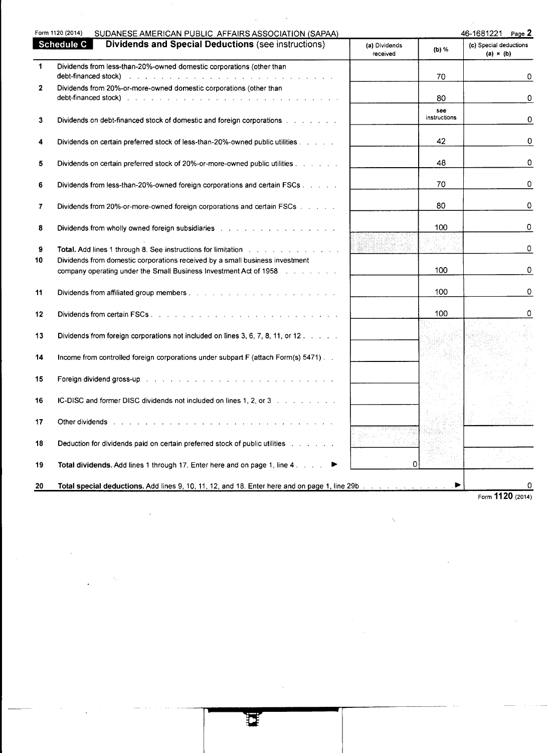Form 1120 (2014) SUDANESE AMERICAN PUBLIC AFFAIRS ASSOCIATION (SAPAA) 46-1681221

## Schedule C Dividends and Special Deductions (see instructions)

| | | (a) Dividends received | (b) % | (c) Special deductions (a) × (b) |
|---|---|---|---|---|
| 1 | Dividends from less-than-20%-owned domestic corporations (other than debt-financed stock) | | 70 | 0 |
| 2 | Dividends from 20%-or-more-owned domestic corporations (other than debt-financed stock) | | 80 | 0 |
| 3 | Dividends on debt-financed stock of domestic and foreign corporations | | see instructions | 0 |
| 4 | Dividends on certain preferred stock of less-than-20%-owned public utilities | | 42 | 0 |
| 5 | Dividends on certain preferred stock of 20%-or-more-owned public utilities | | 48 | 0 |
| 6 | Dividends from less-than-20%-owned foreign corporations and certain FSCs | | 70 | 0 |
| 7 | Dividends from 20%-or-more-owned foreign corporations and certain FSCs | | 80 | 0 |
| 8 | Dividends from wholly owned foreign subsidiaries | | 100 | 0 |
| 9 | **Total.** Add lines 1 through 8. See instructions for limitation | | | 0 |
| 10 | Dividends from domestic corporations received by a small business investment company operating under the Small Business Investment Act of 1958 | | 100 | 0 |
| 11 | Dividends from affiliated group members | | 100 | 0 |
| 12 | Dividends from certain FSCs | | 100 | 0 |
| 13 | Dividends from foreign corporations not included on lines 3, 6, 7, 8, 11, or 12 | | | |
| 14 | Income from controlled foreign corporations under subpart F (attach Form(s) 5471) | | | |
| 15 | Foreign dividend gross-up | | | |
| 16 | IC-DISC and former DISC dividends not included on lines 1, 2, or 3 | | | |
| 17 | Other dividends | | | |
| 18 | Deduction for dividends paid on certain preferred stock of public utilities | | | |
| 19 | **Total dividends.** Add lines 1 through 17. Enter here and on page 1, line 4 ▶ | 0 | | |
| 20 | **Total special deductions.** Add lines 9, 10, 11, 12, and 18. Enter here and on page 1, line 29b ▶ | | | 0 |

Form **1120** (2014)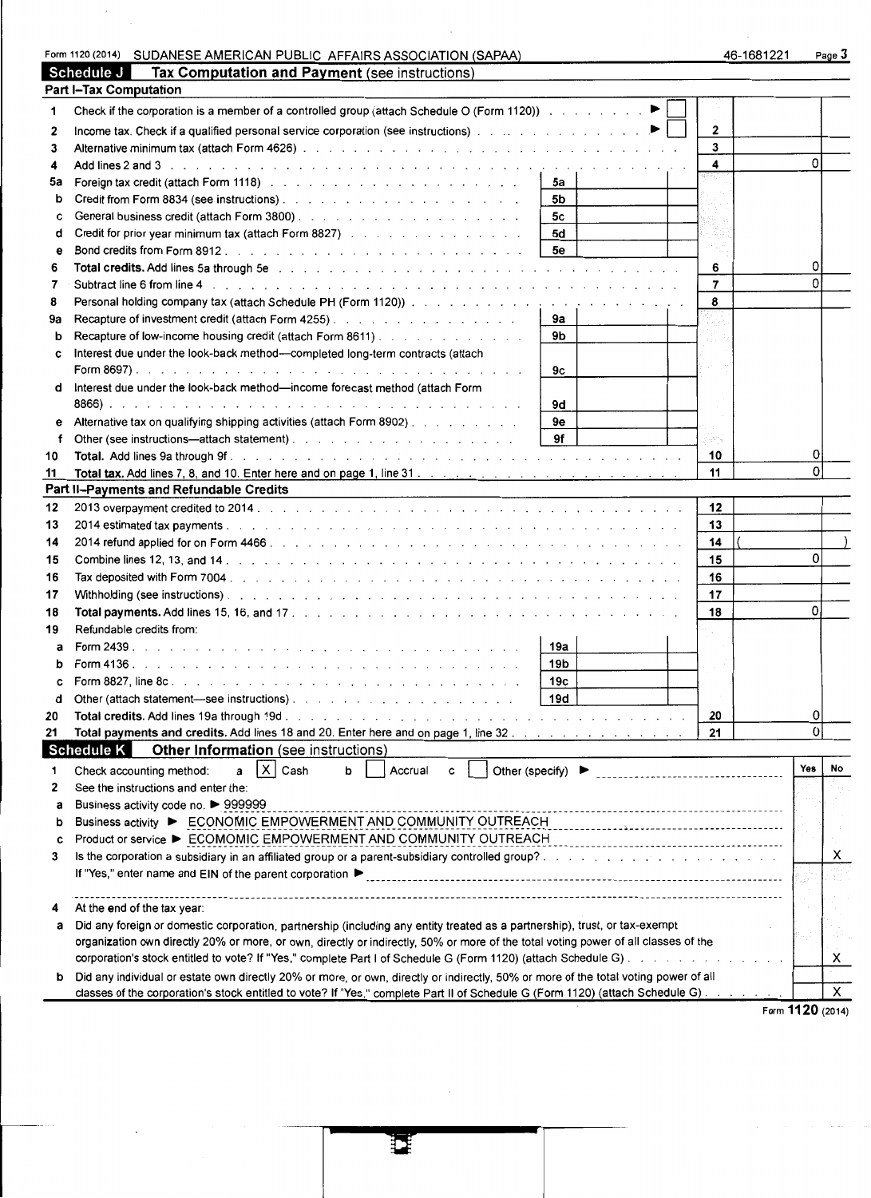Form 1120 (2014) SUDANESE AMERICAN PUBLIC AFFAIRS ASSOCIATION (SAPAA) 46-1681221

## Schedule J Tax Computation and Payment (see instructions)

### Part I–Tax Computation

| | | | | | |
|---|---|---|---|---|---|
| 1 | Check if the corporation is a member of a controlled group (attach Schedule O (Form 1120)) ▶ ☐ | | | | |
| 2 | Income tax. Check if a qualified personal service corporation (see instructions) ▶ ☐ | | | 2 | |
| 3 | Alternative minimum tax (attach Form 4626) | | | 3 | |
| 4 | Add lines 2 and 3 | | | 4 | 0 |
| 5a | Foreign tax credit (attach Form 1118) | 5a | | | |
| b | Credit from Form 8834 (see instructions) | 5b | | | |
| c | General business credit (attach Form 3800) | 5c | | | |
| d | Credit for prior year minimum tax (attach Form 8827) | 5d | | | |
| e | Bond credits from Form 8912 | 5e | | | |
| 6 | **Total credits.** Add lines 5a through 5e | | | 6 | 0 |
| 7 | Subtract line 6 from line 4 | | | 7 | 0 |
| 8 | Personal holding company tax (attach Schedule PH (Form 1120)) | | | 8 | |
| 9a | Recapture of investment credit (attach Form 4255) | 9a | | | |
| b | Recapture of low-income housing credit (attach Form 8611) | 9b | | | |
| c | Interest due under the look-back method—completed long-term contracts (attach Form 8697) | 9c | | | |
| d | Interest due under the look-back method—income forecast method (attach Form 8866) | 9d | | | |
| e | Alternative tax on qualifying shipping activities (attach Form 8902) | 9e | | | |
| f | Other (see instructions—attach statement) | 9f | | | |
| 10 | **Total.** Add lines 9a through 9f | | | 10 | 0 |
| 11 | **Total tax.** Add lines 7, 8, and 10. Enter here and on page 1, line 31 | | | 11 | 0 |

### Part II–Payments and Refundable Credits

| | | | | | |
|---|---|---|---|---|---|
| 12 | 2013 overpayment credited to 2014 | | | 12 | |
| 13 | 2014 estimated tax payments | | | 13 | |
| 14 | 2014 refund applied for on Form 4466 | | | 14 | ( ) |
| 15 | Combine lines 12, 13, and 14 | | | 15 | 0 |
| 16 | Tax deposited with Form 7004 | | | 16 | |
| 17 | Withholding (see instructions) | | | 17 | |
| 18 | **Total payments.** Add lines 15, 16, and 17 | | | 18 | 0 |
| 19 | Refundable credits from: | | | | |
| a | Form 2439 | 19a | | | |
| b | Form 4136 | 19b | | | |
| c | Form 8827, line 8c | 19c | | | |
| d | Other (attach statement—see instructions) | 19d | | | |
| 20 | **Total credits.** Add lines 19a through 19d | | | 20 | 0 |
| 21 | **Total payments and credits.** Add lines 18 and 20. Enter here and on page 1, line 32 | | | 21 | 0 |

## Schedule K Other Information (see instructions)

| | | Yes | No |
|---|---|---|---|
| 1 | Check accounting method: a ☒ Cash b ☐ Accrual c ☐ Other (specify) ▶ | | |
| 2 | See the instructions and enter the: | | |
| a | Business activity code no. ▶ 999999 | | |
| b | Business activity ▶ ECONOMIC EMPOWERMENT AND COMMUNITY OUTREACH | | |
| c | Product or service ▶ ECOMOMIC EMPOWERMENT AND COMMUNITY OUTREACH | | |
| 3 | Is the corporation a subsidiary in an affiliated group or a parent-subsidiary controlled group? If "Yes," enter name and EIN of the parent corporation ▶ | | X |
| 4 | At the end of the tax year: | | |
| a | Did any foreign or domestic corporation, partnership (including any entity treated as a partnership), trust, or tax-exempt organization own directly 20% or more, or own, directly or indirectly, 50% or more of the total voting power of all classes of the corporation's stock entitled to vote? If "Yes," complete Part I of Schedule G (Form 1120) (attach Schedule G) | | X |
| b | Did any individual or estate own directly 20% or more, or own, directly or indirectly, 50% or more of the total voting power of all classes of the corporation's stock entitled to vote? If "Yes," complete Part II of Schedule G (Form 1120) (attach Schedule G) | | X |

Form **1120** (2014)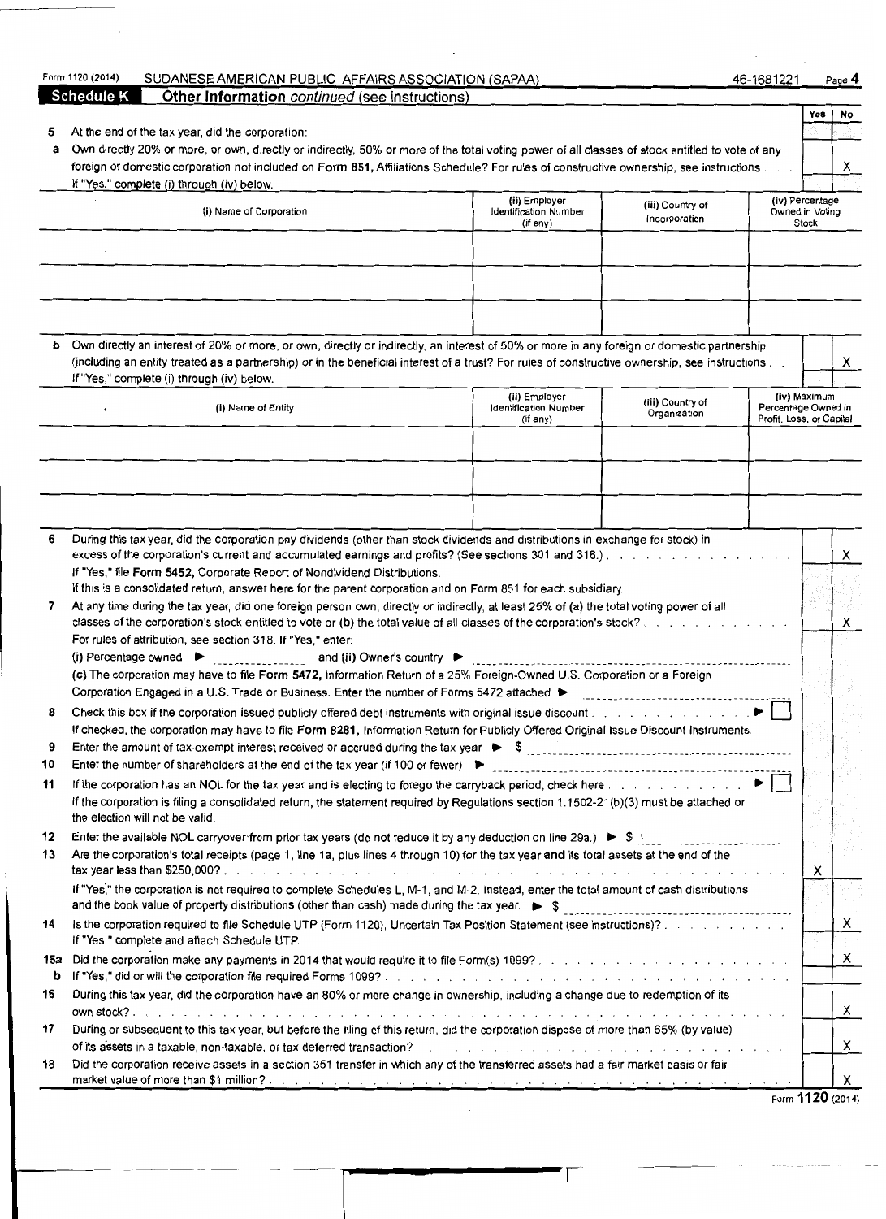Form 1120 (2014) SUDANESE AMERICAN PUBLIC AFFAIRS ASSOCIATION (SAPAA) 46-1681221 Page 4

## Schedule K Other Information *continued* (see instructions)

| | | Yes | No |
|---|---|---|---|
| **5** | At the end of the tax year, did the corporation: | | |
| **a** | Own directly 20% or more, or own, directly or indirectly, 50% or more of the total voting power of all classes of stock entitled to vote of any foreign or domestic corporation not included on **Form 851**, Affiliations Schedule? For rules of constructive ownership, see instructions . . . If "Yes," complete (i) through (iv) below. | | X |

| (i) Name of Corporation | (ii) Employer Identification Number (if any) | (iii) Country of Incorporation | (iv) Percentage Owned in Voting Stock |
|---|---|---|---|
| | | | |
| | | | |
| | | | |

| | | Yes | No |
|---|---|---|---|
| **b** | Own directly an interest of 20% or more, or own, directly or indirectly, an interest of 50% or more in any foreign or domestic partnership (including an entity treated as a partnership) or in the beneficial interest of a trust? For rules of constructive ownership, see instructions . . If "Yes," complete (i) through (iv) below. | | X |

| (i) Name of Entity | (ii) Employer Identification Number (if any) | (iii) Country of Organization | (iv) Maximum Percentage Owned in Profit, Loss, or Capital |
|---|---|---|---|
| | | | |
| | | | |
| | | | |

| | | Yes | No |
|---|---|---|---|
| **6** | During this tax year, did the corporation pay dividends (other than stock dividends and distributions in exchange for stock) in excess of the corporation's current and accumulated earnings and profits? (See sections 301 and 316.) . . . . . . . . . . . . . . . . If "Yes," file **Form 5452**, Corporate Report of Nondividend Distributions. If this is a consolidated return, answer here for the parent corporation and on Form 851 for each subsidiary. | | X |
| **7** | At any time during the tax year, did one foreign person own, directly or indirectly, at least 25% of (a) the total voting power of all classes of the corporation's stock entitled to vote or (b) the total value of all classes of the corporation's stock? . . . . . . . . . . . . For rules of attribution, see section 318. If "Yes," enter: (i) Percentage owned ▶ __________ and (ii) Owner's country ▶ __________ (c) The corporation may have to file **Form 5472**, Information Return of a 25% Foreign-Owned U.S. Corporation or a Foreign Corporation Engaged in a U.S. Trade or Business. Enter the number of Forms 5472 attached ▶ __________ | | X |
| **8** | Check this box if the corporation issued publicly offered debt instruments with original issue discount . . . . . . . . . . . . . ▶ ☐ If checked, the corporation may have to file **Form 8281**, Information Return for Publicly Offered Original Issue Discount Instruments. | | |
| **9** | Enter the amount of tax-exempt interest received or accrued during the tax year ▶ $ __________ | | |
| **10** | Enter the number of shareholders at the end of the tax year (if 100 or fewer) ▶ __________ | | |
| **11** | If the corporation has an NOL for the tax year and is electing to forego the carryback period, check here . . . . . . . . . . . ▶ ☐ If the corporation is filing a consolidated return, the statement required by Regulations section 1.1502-21(b)(3) must be attached or the election will not be valid. | | |
| **12** | Enter the available NOL carryover from prior tax years (do not reduce it by any deduction on line 29a.) ▶ $ __________ | | |
| **13** | Are the corporation's total receipts (page 1, line 1a, plus lines 4 through 10) for the tax year **and** its total assets at the end of the tax year less than $250,000? . . . . . . . . . . . . . . . . . . . . . . . . . . . If "Yes," the corporation is not required to complete Schedules L, M-1, and M-2. Instead, enter the total amount of cash distributions and the book value of property distributions (other than cash) made during the tax year. ▶ $ __________ | X | |
| **14** | Is the corporation required to file Schedule UTP (Form 1120), Uncertain Tax Position Statement (see instructions)? . . . . . . . . . . If "Yes," complete and attach Schedule UTP. | | X |
| **15a** | Did the corporation make any payments in 2014 that would require it to file Form(s) 1099? . . . . . . . . . . . . . . . . . . | | X |
| **b** | If "Yes," did or will the corporation file required Forms 1099? . . . . . . . . . . . . . . . . . . . . . . . . . . | | |
| **16** | During this tax year, did the corporation have an 80% or more change in ownership, including a change due to redemption of its own stock? . . . . . . . . . . . . . . . . . . . . . . . . . . . . . . . . . . . | | X |
| **17** | During or subsequent to this tax year, but before the filing of this return, did the corporation dispose of more than 65% (by value) of its assets in a taxable, non-taxable, or tax deferred transaction? . . . . . . . . . . . . . . . . . . . . . | | X |
| **18** | Did the corporation receive assets in a section 351 transfer in which any of the transferred assets had a fair market basis or fair market value of more than $1 million? . . . . . . . . . . . . . . . . . . . . . . . . . . . . . | | X |

Form **1120** (2014)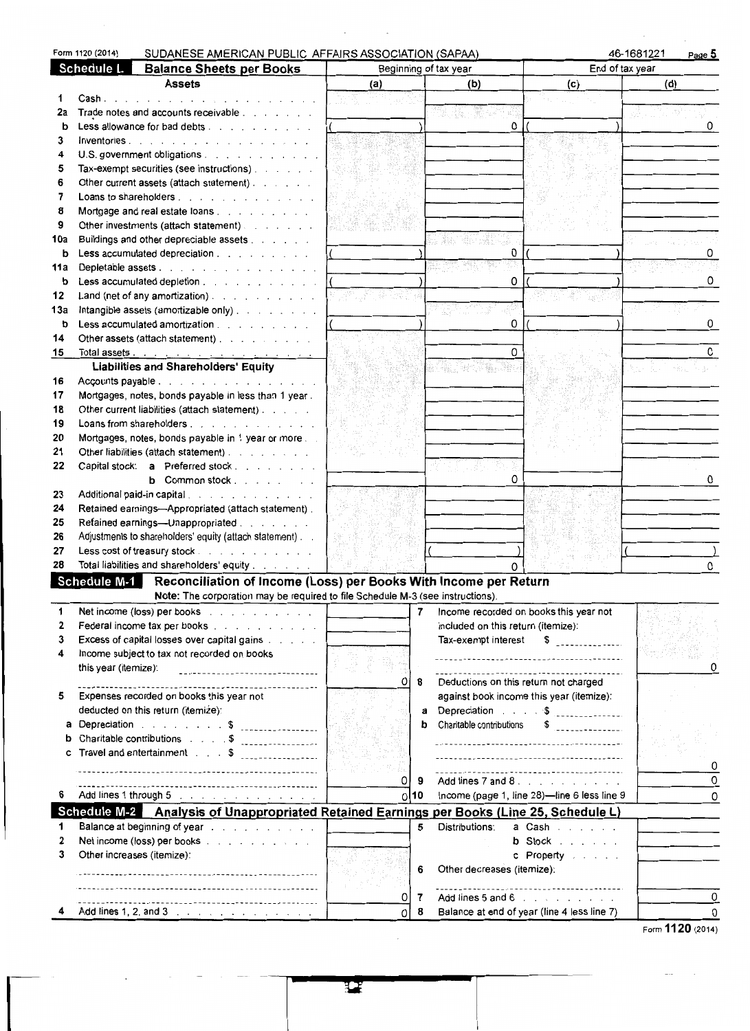Form 1120 (2014) SUDANESE AMERICAN PUBLIC AFFAIRS ASSOCIATION (SAPAA) 46-1681221

## Schedule L Balance Sheets per Books

| | Assets | Beginning of tax year (a) | (b) | End of tax year (c) | (d) |
|---|---|---|---|---|---|
| 1 | Cash | | | | |
| 2a | Trade notes and accounts receivable | | | | |
| b | Less allowance for bad debts | ( ) | 0 | ( ) | 0 |
| 3 | Inventories | | | | |
| 4 | U.S. government obligations | | | | |
| 5 | Tax-exempt securities (see instructions) | | | | |
| 6 | Other current assets (attach statement) | | | | |
| 7 | Loans to shareholders | | | | |
| 8 | Mortgage and real estate loans | | | | |
| 9 | Other investments (attach statement) | | | | |
| 10a | Buildings and other depreciable assets | | | | |
| b | Less accumulated depreciation | ( ) | 0 | ( ) | 0 |
| 11a | Depletable assets | | | | |
| b | Less accumulated depletion | ( ) | 0 | ( ) | 0 |
| 12 | Land (net of any amortization) | | | | |
| 13a | Intangible assets (amortizable only) | | | | |
| b | Less accumulated amortization | ( ) | 0 | ( ) | 0 |
| 14 | Other assets (attach statement) | | | | |
| 15 | Total assets | | 0 | | 0 |
| | **Liabilities and Shareholders' Equity** | | | | |
| 16 | Accounts payable | | | | |
| 17 | Mortgages, notes, bonds payable in less than 1 year | | | | |
| 18 | Other current liabilities (attach statement) | | | | |
| 19 | Loans from shareholders | | | | |
| 20 | Mortgages, notes, bonds payable in 1 year or more | | | | |
| 21 | Other liabilities (attach statement) | | | | |
| 22 | Capital stock: a Preferred stock | | | | |
| | b Common stock | | 0 | | 0 |
| 23 | Additional paid-in capital | | | | |
| 24 | Retained earnings—Appropriated (attach statement) | | | | |
| 25 | Retained earnings—Unappropriated | | | | |
| 26 | Adjustments to shareholders' equity (attach statement) | | | | |
| 27 | Less cost of treasury stock | | ( ) | | ( ) |
| 28 | Total liabilities and shareholders' equity | | 0 | | 0 |

## Schedule M-1 Reconciliation of Income (Loss) per Books With Income per Return

**Note:** The corporation may be required to file Schedule M-3 (see instructions).

| | | | | | |
|---|---|---|---|---|---|
| 1 | Net income (loss) per books | | 7 | Income recorded on books this year not included on this return (itemize): Tax-exempt interest $ | 0 |
| 2 | Federal income tax per books | | | | |
| 3 | Excess of capital losses over capital gains | | | | |
| 4 | Income subject to tax not recorded on books this year (itemize): | 0 | 8 | Deductions on this return not charged against book income this year (itemize): | |
| 5 | Expenses recorded on books this year not deducted on this return (itemize): | | a | Depreciation $ | |
| a | Depreciation $ | | b | Charitable contributions $ | |
| b | Charitable contributions $ | | | | |
| c | Travel and entertainment $ | | | | 0 |
| | | 0 | 9 | Add lines 7 and 8 | 0 |
| 6 | Add lines 1 through 5 | 0 | 10 | Income (page 1, line 28)—line 6 less line 9 | 0 |

## Schedule M-2 Analysis of Unappropriated Retained Earnings per Books (Line 25, Schedule L)

| | | | | | |
|---|---|---|---|---|---|
| 1 | Balance at beginning of year | | 5 | Distributions: a Cash | |
| 2 | Net income (loss) per books | | | b Stock | |
| 3 | Other increases (itemize): | | | c Property | |
| | | | 6 | Other decreases (itemize): | |
| | | 0 | 7 | Add lines 5 and 6 | 0 |
| 4 | Add lines 1, 2, and 3 | 0 | 8 | Balance at end of year (line 4 less line 7) | 0 |

Form **1120** (2014)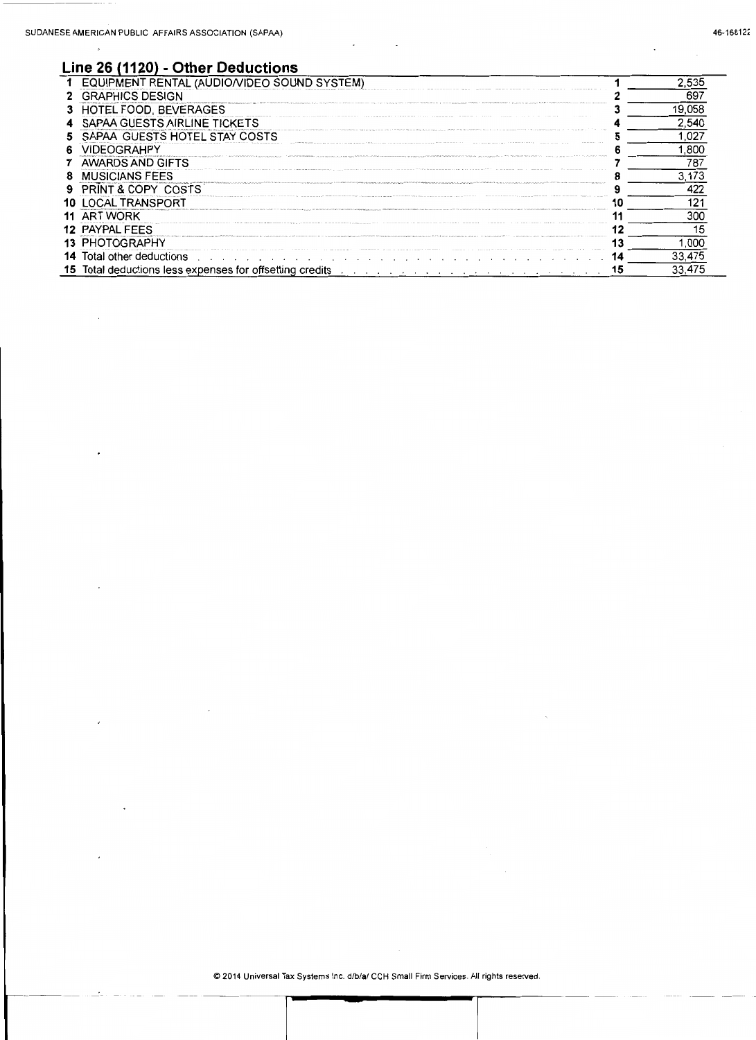## Line 26 (1120) - Other Deductions

| | Description | Line | Amount |
|---|---|---|---|
| 1 | EQUIPMENT RENTAL (AUDIO/VIDEO SOUND SYSTEM) | 1 | 2,535 |
| 2 | GRAPHICS DESIGN | 2 | 697 |
| 3 | HOTEL FOOD, BEVERAGES | 3 | 19,058 |
| 4 | SAPAA GUESTS AIRLINE TICKETS | 4 | 2,540 |
| 5 | SAPAA GUESTS HOTEL STAY COSTS | 5 | 1,027 |
| 6 | VIDEOGRAHPY | 6 | 1,800 |
| 7 | AWARDS AND GIFTS | 7 | 787 |
| 8 | MUSICIANS FEES | 8 | 3,173 |
| 9 | PRINT & COPY COSTS | 9 | 422 |
| 10 | LOCAL TRANSPORT | 10 | 121 |
| 11 | ART WORK | 11 | 300 |
| 12 | PAYPAL FEES | 12 | 15 |
| 13 | PHOTOGRAPHY | 13 | 1,000 |
| 14 | Total other deductions | 14 | 33,475 |
| 15 | Total deductions less expenses for offsetting credits | 15 | 33,475 |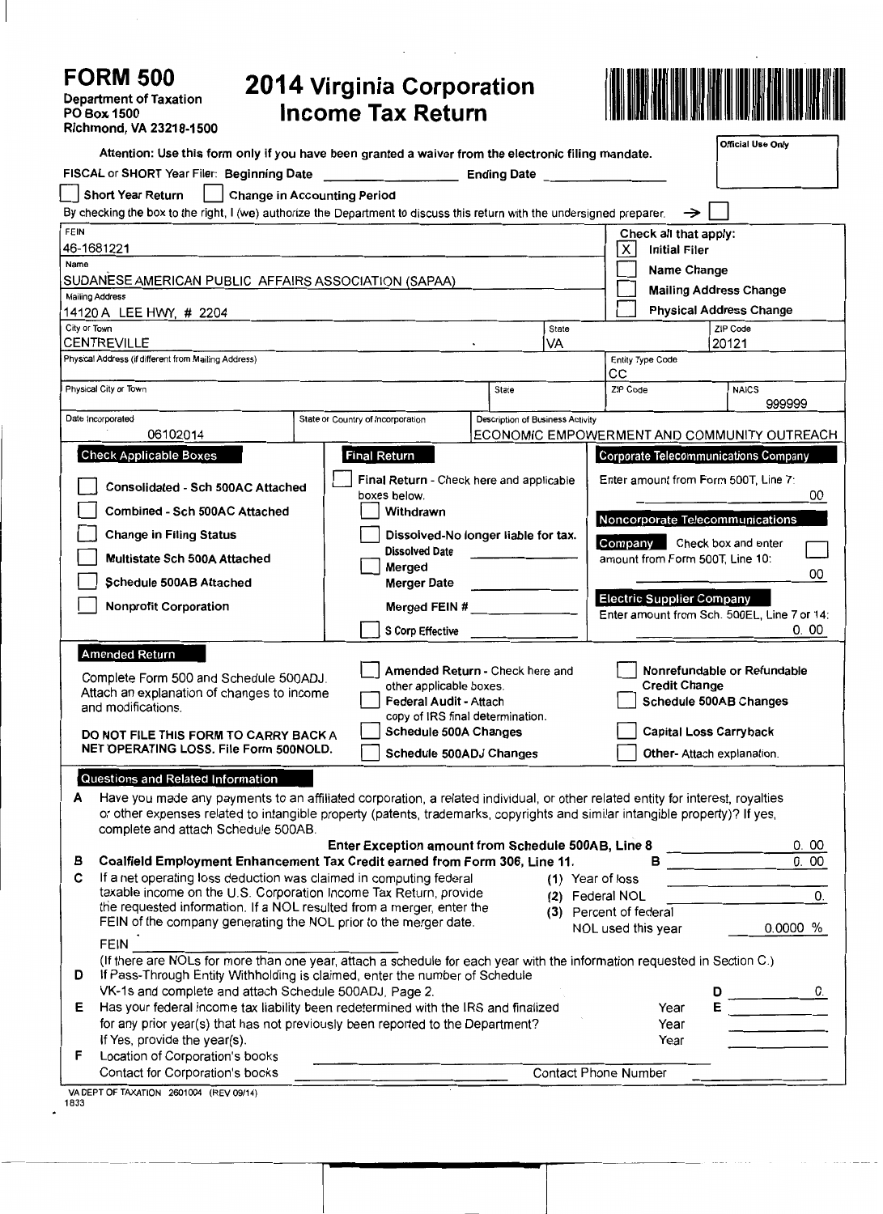# FORM 500

**Department of Taxation**
PO Box 1500
Richmond, VA 23218-1500

# 2014 Virginia Corporation Income Tax Return

Official Use Only

**Attention: Use this form only if you have been granted a waiver from the electronic filing mandate.**

FISCAL or SHORT Year Filer: **Beginning Date** ____________ **Ending Date** ____________

☐ Short Year Return ☐ Change in Accounting Period

By checking the box to the right, I (we) authorize the Department to discuss this return with the undersigned preparer. → ☐

FEIN
46-1681221

Name
SUDANESE AMERICAN PUBLIC AFFAIRS ASSOCIATION (SAPAA)

Mailing Address
14120 A LEE HWY, # 2204

| City or Town | State | ZIP Code |
|---|---|---|
| CENTREVILLE | VA | 20121 |

**Check all that apply:**
- [X] **Initial Filer**
- [ ] **Name Change**
- [ ] **Mailing Address Change**
- [ ] **Physical Address Change**

Physical Address (if different from Mailing Address)

Entity Type Code
CC

| Physical City or Town | State | ZIP Code | NAICS |
|---|---|---|---|
| | | | 999999 |

| Date Incorporated | State or Country of Incorporation | Description of Business Activity |
|---|---|---|
| 06102014 | | ECONOMIC EMPOWERMENT AND COMMUNITY OUTREACH |

**Check Applicable Boxes**
- [ ] **Consolidated - Sch 500AC Attached**
- [ ] **Combined - Sch 500AC Attached**
- [ ] **Change in Filing Status**
- [ ] **Multistate Sch 500A Attached**
- [ ] **Schedule 500AB Attached**
- [ ] **Nonprofit Corporation**

**Final Return**
- [ ] **Final Return** - Check here and applicable boxes below.
- [ ] **Withdrawn**
- [ ] **Dissolved-No longer liable for tax.** **Dissolved Date** ____________
- [ ] **Merged** **Merger Date** ____________ **Merged FEIN #** ____________
- [ ] **S Corp Effective** ____________

**Corporate Telecommunications Company**
Enter amount from Form 500T, Line 7: ____________ 00

**Noncorporate Telecommunications Company** Check box and enter amount from Form 500T, Line 10: ☐ ____________ 00

**Electric Supplier Company**
Enter amount from Sch. 500EL, Line 7 or 14: ____________ 0. 00

**Amended Return**

Complete Form 500 and Schedule 500ADJ. Attach an explanation of changes to income and modifications.

**DO NOT FILE THIS FORM TO CARRY BACK A NET OPERATING LOSS. File Form 500NOLD.**

- [ ] **Amended Return** - Check here and other applicable boxes.
- [ ] **Federal Audit** - Attach copy of IRS final determination.
- [ ] **Schedule 500A Changes**
- [ ] **Schedule 500ADJ Changes**
- [ ] **Nonrefundable or Refundable Credit Change**
- [ ] **Schedule 500AB Changes**
- [ ] **Capital Loss Carryback**
- [ ] **Other-** Attach explanation.

**Questions and Related Information**

**A** Have you made any payments to an affiliated corporation, a related individual, or other related entity for interest, royalties or other expenses related to intangible property (patents, trademarks, copyrights and similar intangible property)? If yes, complete and attach Schedule 500AB.
**Enter Exception amount from Schedule 500AB, Line 8** ____________ 0. 00

**B** **Coalfield Employment Enhancement Tax Credit earned from Form 306, Line 11.** **B** ____________ 0. 00

**C** If a net operating loss deduction was claimed in computing federal taxable income on the U.S. Corporation Income Tax Return, provide the requested information. If a NOL resulted from a merger, enter the FEIN of the company generating the NOL prior to the merger date.
(1) Year of loss ____________
(2) Federal NOL ____________ 0.
(3) Percent of federal NOL used this year ____________ 0.0000 %
FEIN ____________
(If there are NOLs for more than one year, attach a schedule for each year with the information requested in Section C.)

**D** If Pass-Through Entity Withholding is claimed, enter the number of Schedule VK-1s and complete and attach Schedule 500ADJ, Page 2. **D** ____________ 0.

**E** Has your federal income tax liability been redetermined with the IRS and finalized for any prior year(s) that has not previously been reported to the Department? If Yes, provide the year(s). **E** Year ________ Year ________ Year ________

**F** Location of Corporation's books ____________
Contact for Corporation's books ____________ Contact Phone Number ____________

VA DEPT OF TAXATION 2601004 (REV 09/14)
1833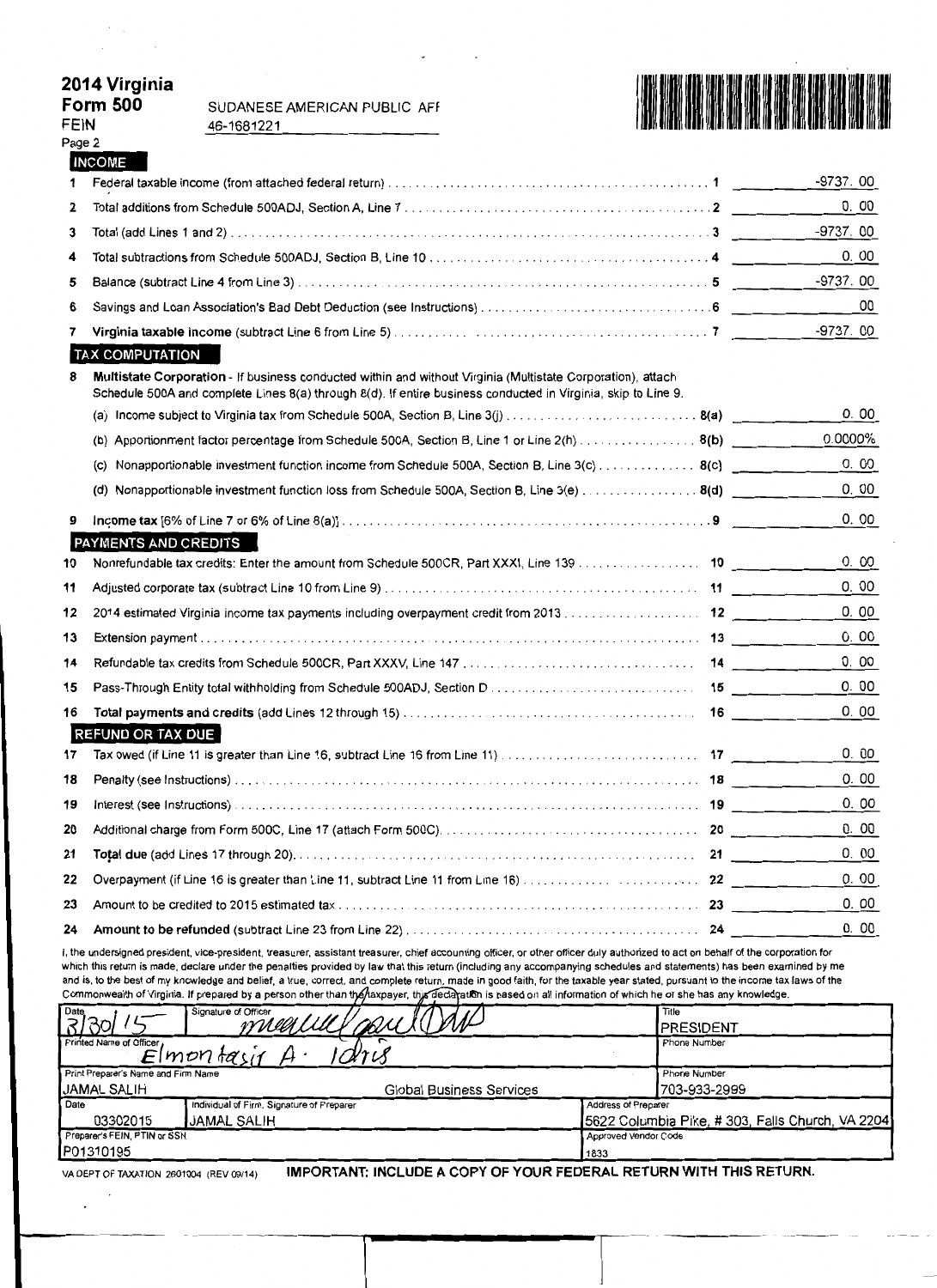# 2014 Virginia Form 500

SUDANESE AMERICAN PUBLIC AFF

FEIN 46-1681221

Page 2

## INCOME

| | | | |
|---|---|---|---|
| 1 | Federal taxable income (from attached federal return) | 1 | -9737. 00 |
| 2 | Total additions from Schedule 500ADJ, Section A, Line 7 | 2 | 0. 00 |
| 3 | Total (add Lines 1 and 2) | 3 | -9737. 00 |
| 4 | Total subtractions from Schedule 500ADJ, Section B, Line 10 | 4 | 0. 00 |
| 5 | Balance (subtract Line 4 from Line 3) | 5 | -9737. 00 |
| 6 | Savings and Loan Association's Bad Debt Deduction (see Instructions) | 6 | 00 |
| 7 | **Virginia taxable income** (subtract Line 6 from Line 5) | 7 | -9737. 00 |

## TAX COMPUTATION

**8 Multistate Corporation** - If business conducted within and without Virginia (Multistate Corporation), attach Schedule 500A and complete Lines 8(a) through 8(d). If entire business conducted in Virginia, skip to Line 9.

| | | | |
|---|---|---|---|
| | (a) Income subject to Virginia tax from Schedule 500A, Section B, Line 3(j) | **8(a)** | 0. 00 |
| | (b) Apportionment factor percentage from Schedule 500A, Section B, Line 1 or Line 2(h) | **8(b)** | 0.0000% |
| | (c) Nonapportionable investment function income from Schedule 500A, Section B, Line 3(c) | **8(c)** | 0. 00 |
| | (d) Nonapportionable investment function loss from Schedule 500A, Section B, Line 3(e) | **8(d)** | 0. 00 |
| 9 | **Income tax** [6% of Line 7 or 6% of Line 8(a)] | 9 | 0. 00 |

## PAYMENTS AND CREDITS

| | | | |
|---|---|---|---|
| 10 | Nonrefundable tax credits: Enter the amount from Schedule 500CR, Part XXXI, Line 139 | 10 | 0. 00 |
| 11 | Adjusted corporate tax (subtract Line 10 from Line 9) | 11 | 0. 00 |
| 12 | 2014 estimated Virginia income tax payments including overpayment credit from 2013 | 12 | 0. 00 |
| 13 | Extension payment | 13 | 0. 00 |
| 14 | Refundable tax credits from Schedule 500CR, Part XXXV, Line 147 | 14 | 0. 00 |
| 15 | Pass-Through Entity total withholding from Schedule 500ADJ, Section D | 15 | 0. 00 |
| 16 | **Total payments and credits** (add Lines 12 through 15) | 16 | 0. 00 |

## REFUND OR TAX DUE

| | | | |
|---|---|---|---|
| 17 | Tax owed (if Line 11 is greater than Line 16, subtract Line 16 from Line 11) | 17 | 0. 00 |
| 18 | Penalty (see Instructions) | 18 | 0. 00 |
| 19 | Interest (see Instructions) | 19 | 0. 00 |
| 20 | Additional charge from Form 500C, Line 17 (attach Form 500C) | 20 | 0. 00 |
| 21 | **Total due** (add Lines 17 through 20) | 21 | 0. 00 |
| 22 | Overpayment (if Line 16 is greater than Line 11, subtract Line 11 from Line 16) | 22 | 0. 00 |
| 23 | Amount to be credited to 2015 estimated tax | 23 | 0. 00 |
| 24 | **Amount to be refunded** (subtract Line 23 from Line 22) | 24 | 0. 00 |

I, the undersigned president, vice-president, treasurer, assistant treasurer, chief accounting officer, or other officer duly authorized to act on behalf of the corporation for which this return is made, declare under the penalties provided by law that this return (including any accompanying schedules and statements) has been examined by me and is, to the best of my knowledge and belief, a true, correct, and complete return, made in good faith, for the taxable year stated, pursuant to the income tax laws of the Commonwealth of Virginia. If prepared by a person other than the taxpayer, this declaration is based on all information of which he or she has any knowledge.

| | | | |
|---|---|---|---|
| Date: 3/30/15 | Signature of Officer: [signature] | | Title: PRESIDENT |
| Printed Name of Officer: Elmontasir A. Idris | | | Phone Number |
| Print Preparer's Name and Firm Name: JAMAL SALIH | Global Business Services | | Phone Number: 703-933-2999 |
| Date: 03302015 | Individual of Firm, Signature of Preparer: JAMAL SALIH | Address of Preparer: 5622 Columbia Pike, # 303, Falls Church, VA 2204 | |
| Preparer's FEIN, PTIN or SSN: P01310195 | | Approved Vendor Code: 1833 | |

VA DEPT OF TAXATION 2601004 (REV 09/14) **IMPORTANT: INCLUDE A COPY OF YOUR FEDERAL RETURN WITH THIS RETURN.**